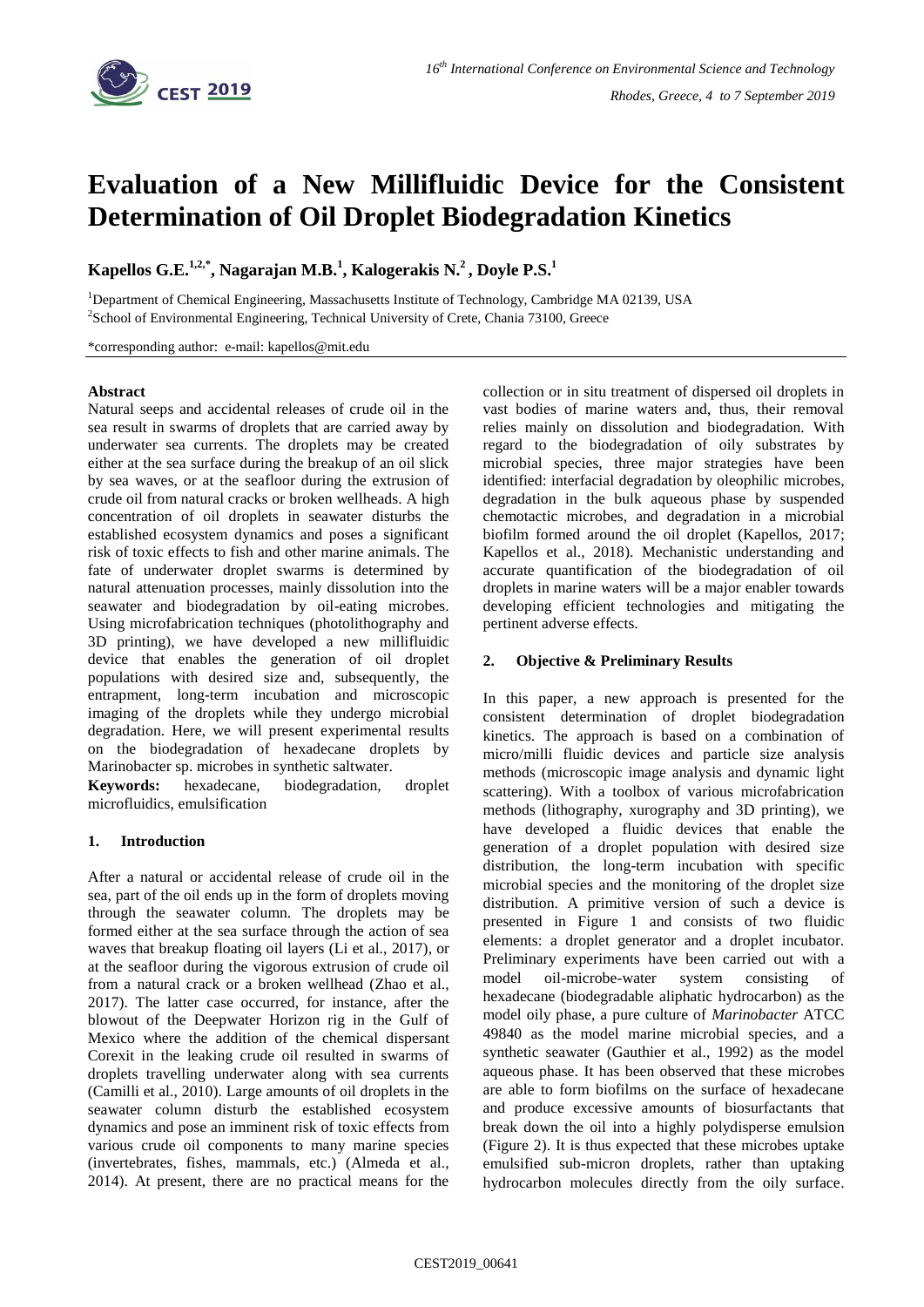# Evaluation of a New Millifluidic Device for the Consistent Determination of Oil Droplet Biodegradation Kinetics

**Kapellos G.E.[1,2,*], Nagarajan M.B.[1], Kalogerakis N.[2], Doyle P.S.[1]**

[1]Department of Chemical Engineering, Massachusetts Institute of Technology, Cambridge MA 02139, USA

[2]School of Environmental Engineering, Technical University of Crete, Chania 73100, Greece

*corresponding author: e-mail: kapellos@mit.edu

## Abstract

Natural seeps and accidental releases of crude oil in the sea result in swarms of droplets that are carried away by underwater sea currents. The droplets may be created either at the sea surface during the breakup of an oil slick by sea waves, or at the seafloor during the extrusion of crude oil from natural cracks or broken wellheads. A high concentration of oil droplets in seawater disturbs the established ecosystem dynamics and poses a significant risk of toxic effects to fish and other marine animals. The fate of underwater droplet swarms is determined by natural attenuation processes, mainly dissolution into the seawater and biodegradation by oil-eating microbes. Using microfabrication techniques (photolithography and 3D printing), we have developed a new millifluidic device that enables the generation of oil droplet populations with desired size and, subsequently, the entrapment, long-term incubation and microscopic imaging of the droplets while they undergo microbial degradation. Here, we will present experimental results on the biodegradation of hexadecane droplets by Marinobacter sp. microbes in synthetic saltwater.

**Keywords:** hexadecane, biodegradation, droplet microfluidics, emulsification

## 1. Introduction

After a natural or accidental release of crude oil in the sea, part of the oil ends up in the form of droplets moving through the seawater column. The droplets may be formed either at the sea surface through the action of sea waves that breakup floating oil layers (Li et al., 2017), or at the seafloor during the vigorous extrusion of crude oil from a natural crack or a broken wellhead (Zhao et al., 2017). The latter case occurred, for instance, after the blowout of the Deepwater Horizon rig in the Gulf of Mexico where the addition of the chemical dispersant Corexit in the leaking crude oil resulted in swarms of droplets travelling underwater along with sea currents (Camilli et al., 2010). Large amounts of oil droplets in the seawater column disturb the established ecosystem dynamics and pose an imminent risk of toxic effects from various crude oil components to many marine species (invertebrates, fishes, mammals, etc.) (Almeda et al., 2014). At present, there are no practical means for the collection or in situ treatment of dispersed oil droplets in vast bodies of marine waters and, thus, their removal relies mainly on dissolution and biodegradation. With regard to the biodegradation of oily substrates by microbial species, three major strategies have been identified: interfacial degradation by oleophilic microbes, degradation in the bulk aqueous phase by suspended chemotactic microbes, and degradation in a microbial biofilm formed around the oil droplet (Kapellos, 2017; Kapellos et al., 2018). Mechanistic understanding and accurate quantification of the biodegradation of oil droplets in marine waters will be a major enabler towards developing efficient technologies and mitigating the pertinent adverse effects.

## 2. Objective & Preliminary Results

In this paper, a new approach is presented for the consistent determination of droplet biodegradation kinetics. The approach is based on a combination of micro/milli fluidic devices and particle size analysis methods (microscopic image analysis and dynamic light scattering). With a toolbox of various microfabrication methods (lithography, xurography and 3D printing), we have developed a fluidic devices that enable the generation of a droplet population with desired size distribution, the long-term incubation with specific microbial species and the monitoring of the droplet size distribution. A primitive version of such a device is presented in Figure 1 and consists of two fluidic elements: a droplet generator and a droplet incubator. Preliminary experiments have been carried out with a model oil-microbe-water system consisting of hexadecane (biodegradable aliphatic hydrocarbon) as the model oily phase, a pure culture of *Marinobacter* ATCC 49840 as the model marine microbial species, and a synthetic seawater (Gauthier et al., 1992) as the model aqueous phase. It has been observed that these microbes are able to form biofilms on the surface of hexadecane and produce excessive amounts of biosurfactants that break down the oil into a highly polydisperse emulsion (Figure 2). It is thus expected that these microbes uptake emulsified sub-micron droplets, rather than uptaking hydrocarbon molecules directly from the oily surface.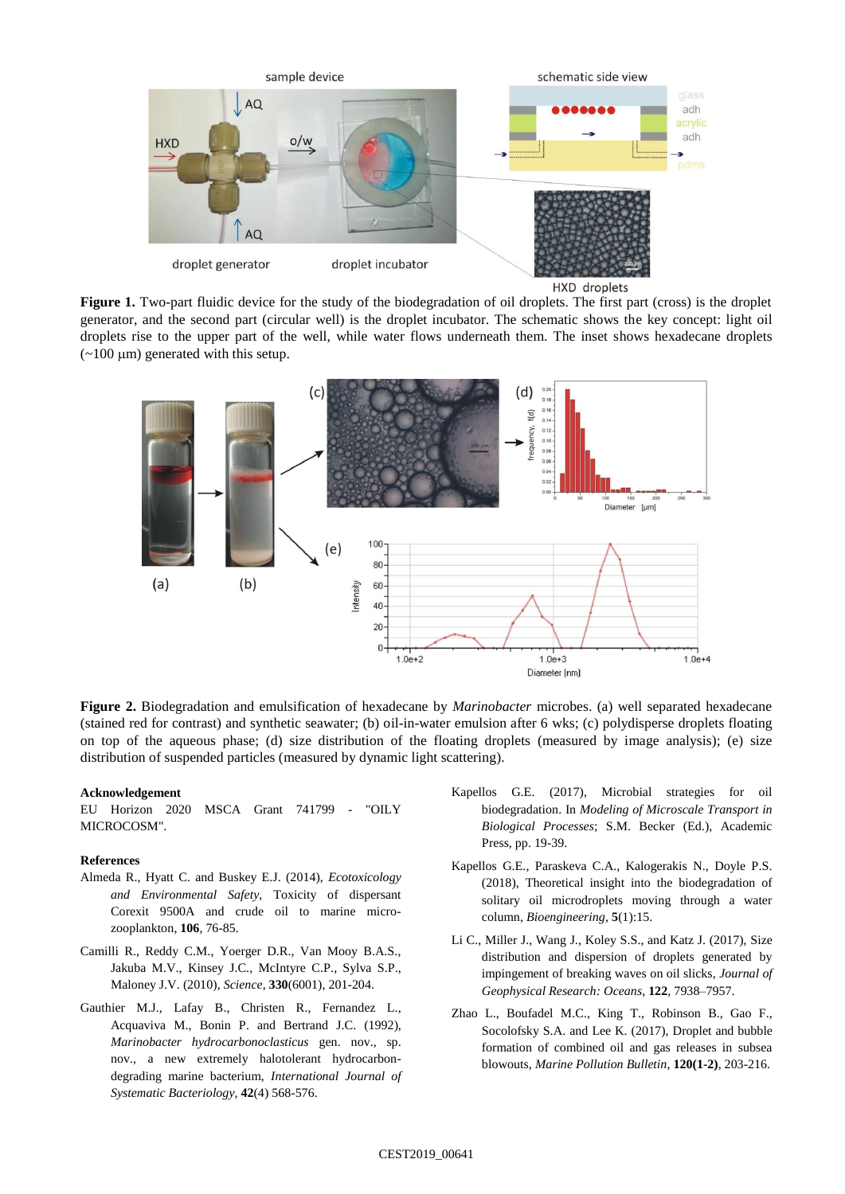sample device

schematic side view

AQ

HXD

o/w

AQ

droplet generator

droplet incubator

glass
adh
acrylic
adh
pdms

HXD droplets

**Figure 1.** Two-part fluidic device for the study of the biodegradation of oil droplets. The first part (cross) is the droplet generator, and the second part (circular well) is the droplet incubator. The schematic shows the key concept: light oil droplets rise to the upper part of the well, while water flows underneath them. The inset shows hexadecane droplets (~100 μm) generated with this setup.

(a)

(b)

(c)

200 μm

(d)

frequency, f(d)

0.20
0.18
0.16
0.14
0.12
0.10
0.08
0.06
0.04
0.02
0.00

0 50 100 150 200 250 300

Diameter [μm]

(e)

Intensity

100
80
60
40
20
0

1.0e+2
1.0e+3
1.0e+4

Diameter (nm)

**Figure 2.** Biodegradation and emulsification of hexadecane by *Marinobacter* microbes. (a) well separated hexadecane (stained red for contrast) and synthetic seawater; (b) oil-in-water emulsion after 6 wks; (c) polydisperse droplets floating on top of the aqueous phase; (d) size distribution of the floating droplets (measured by image analysis); (e) size distribution of suspended particles (measured by dynamic light scattering).

**Acknowledgement**

EU Horizon 2020 MSCA Grant 741799 - "OILY MICROCOSM".

**References**

Almeda R., Hyatt C. and Buskey E.J. (2014), *Ecotoxicology and Environmental Safety*, Toxicity of dispersant Corexit 9500A and crude oil to marine microzooplankton, **106**, 76-85.

Camilli R., Reddy C.M., Yoerger D.R., Van Mooy B.A.S., Jakuba M.V., Kinsey J.C., McIntyre C.P., Sylva S.P., Maloney J.V. (2010), *Science*, **330**(6001), 201-204.

Gauthier M.J., Lafay B., Christen R., Fernandez L., Acquaviva M., Bonin P. and Bertrand J.C. (1992), *Marinobacter hydrocarbonoclasticus* gen. nov., sp. nov., a new extremely halotolerant hydrocarbon-degrading marine bacterium, *International Journal of Systematic Bacteriology*, **42**(4) 568-576.

Kapellos G.E. (2017), Microbial strategies for oil biodegradation. In *Modeling of Microscale Transport in Biological Processes*; S.M. Becker (Ed.), Academic Press, pp. 19-39.

Kapellos G.E., Paraskeva C.A., Kalogerakis N., Doyle P.S. (2018), Theoretical insight into the biodegradation of solitary oil microdroplets moving through a water column, *Bioengineering*, **5**(1):15.

Li C., Miller J., Wang J., Koley S.S., and Katz J. (2017), Size distribution and dispersion of droplets generated by impingement of breaking waves on oil slicks, *Journal of Geophysical Research: Oceans*, **122**, 7938–7957.

Zhao L., Boufadel M.C., King T., Robinson B., Gao F., Socolofsky S.A. and Lee K. (2017), Droplet and bubble formation of combined oil and gas releases in subsea blowouts, *Marine Pollution Bulletin*, **120(1-2)**, 203-216.